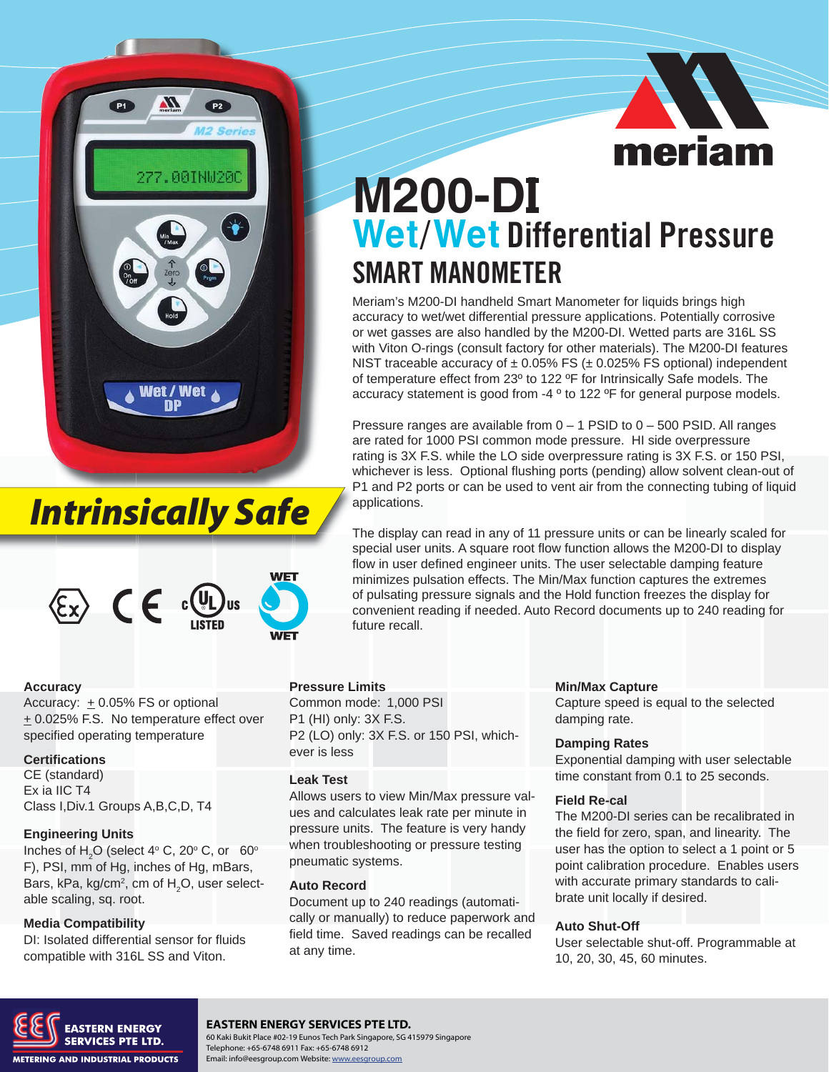meriam

# M200-DI

## Wet/Wet Differential Pressure

## SMART MANOMETER

Meriam's M200-DI handheld Smart Manometer for liquids brings high accuracy to wet/wet differential pressure applications. Potentially corrosive or wet gasses are also handled by the M200-DI. Wetted parts are 316L SS with Viton O-rings (consult factory for other materials). The M200-DI features NIST traceable accuracy of ± 0.05% FS (± 0.025% FS optional) independent of temperature effect from 23º to 122 ºF for Intrinsically Safe models. The accuracy statement is good from -4 º to 122 ºF for general purpose models.

Pressure ranges are available from 0 – 1 PSID to 0 – 500 PSID. All ranges are rated for 1000 PSI common mode pressure. HI side overpressure rating is 3X F.S. while the LO side overpressure rating is 3X F.S. or 150 PSI, whichever is less. Optional flushing ports (pending) allow solvent clean-out of P1 and P2 ports or can be used to vent air from the connecting tubing of liquid applications.

The display can read in any of 11 pressure units or can be linearly scaled for special user units. A square root flow function allows the M200-DI to display flow in user defined engineer units. The user selectable damping feature minimizes pulsation effects. The Min/Max function captures the extremes of pulsating pressure signals and the Hold function freezes the display for convenient reading if needed. Auto Record documents up to 240 reading for future recall.

*Intrinsically Safe*

### Accuracy

Accuracy: ± 0.05% FS or optional ± 0.025% F.S. No temperature effect over specified operating temperature

### Certifications

CE (standard)
Ex ia IIC T4
Class I,Div.1 Groups A,B,C,D, T4

### Engineering Units

Inches of $H_2O$ (select 4° C, 20° C, or 60° F), PSI, mm of Hg, inches of Hg, mBars, Bars, kPa, kg/cm², cm of $H_2O$, user selectable scaling, sq. root.

### Media Compatibility

DI: Isolated differential sensor for fluids compatible with 316L SS and Viton.

### Pressure Limits

Common mode: 1,000 PSI
P1 (HI) only: 3X F.S.
P2 (LO) only: 3X F.S. or 150 PSI, whichever is less

### Leak Test

Allows users to view Min/Max pressure values and calculates leak rate per minute in pressure units. The feature is very handy when troubleshooting or pressure testing pneumatic systems.

### Auto Record

Document up to 240 readings (automatically or manually) to reduce paperwork and field time. Saved readings can be recalled at any time.

### Min/Max Capture

Capture speed is equal to the selected damping rate.

### Damping Rates

Exponential damping with user selectable time constant from 0.1 to 25 seconds.

### Field Re-cal

The M200-DI series can be recalibrated in the field for zero, span, and linearity. The user has the option to select a 1 point or 5 point calibration procedure. Enables users with accurate primary standards to calibrate unit locally if desired.

### Auto Shut-Off

User selectable shut-off. Programmable at 10, 20, 30, 45, 60 minutes.

**EASTERN ENERGY SERVICES PTE LTD.**
60 Kaki Bukit Place #02-19 Eunos Tech Park Singapore, SG 415979 Singapore
Telephone: +65-6748 6911 Fax: +65-6748 6912
Email: info@eesgroup.com Website: www.eesgroup.com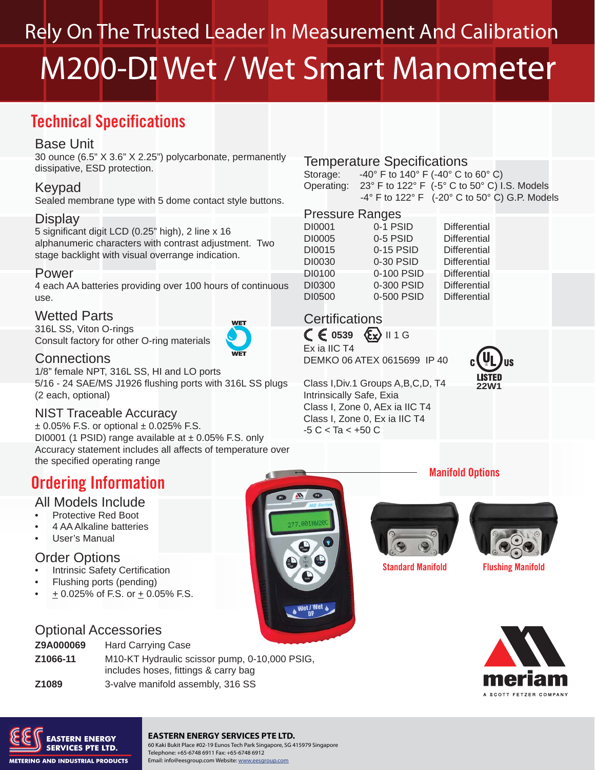Rely On The Trusted Leader In Measurement And Calibration

# M200-DI Wet / Wet Smart Manometer

## Technical Specifications

### Base Unit
30 ounce (6.5" X 3.6" X 2.25") polycarbonate, permanently dissipative, ESD protection.

### Keypad
Sealed membrane type with 5 dome contact style buttons.

### Display
5 significant digit LCD (0.25" high), 2 line x 16 alphanumeric characters with contrast adjustment. Two stage backlight with visual overrange indication.

### Power
4 each AA batteries providing over 100 hours of continuous use.

### Wetted Parts
316L SS, Viton O-rings
Consult factory for other O-ring materials

WET
WET

### Connections
1/8" female NPT, 316L SS, HI and LO ports
5/16 - 24 SAE/MS J1926 flushing ports with 316L SS plugs (2 each, optional)

### NIST Traceable Accuracy
± 0.05% F.S. or optional ± 0.025% F.S.
DI0001 (1 PSID) range available at ± 0.05% F.S. only
Accuracy statement includes all affects of temperature over the specified operating range

### Temperature Specifications
Storage: -40° F to 140° F (-40° C to 60° C)
Operating: 23° F to 122° F (-5° C to 50° C) I.S. Models
-4° F to 122° F (-20° C to 50° C) G.P. Models

### Pressure Ranges

| | | |
|---|---|---|
| DI0001 | 0-1 PSID | Differential |
| DI0005 | 0-5 PSID | Differential |
| DI0015 | 0-15 PSID | Differential |
| DI0030 | 0-30 PSID | Differential |
| DI0100 | 0-100 PSID | Differential |
| DI0300 | 0-300 PSID | Differential |
| DI0500 | 0-500 PSID | Differential |

### Certifications
CE 0539 Ex II 1 G
Ex ia IIC T4
DEMKO 06 ATEX 0615699 IP 40

c UL us LISTED 22W1

Class I,Div.1 Groups A,B,C,D, T4
Intrinsically Safe, Exia
Class I, Zone 0, AEx ia IIC T4
Class I, Zone 0, Ex ia IIC T4
-5 C < Ta < +50 C

## Ordering Information

### All Models Include
- Protective Red Boot
- 4 AA Alkaline batteries
- User's Manual

### Order Options
- Intrinsic Safety Certification
- Flushing ports (pending)
- ± 0.025% of F.S. or ± 0.05% F.S.

### Optional Accessories

| | |
|---|---|
| **Z9A000069** | Hard Carrying Case |
| **Z1066-11** | M10-KT Hydraulic scissor pump, 0-10,000 PSIG, includes hoses, fittings & carry bag |
| **Z1089** | 3-valve manifold assembly, 316 SS |

**Manifold Options**

Standard Manifold

Flushing Manifold

meriam
A SCOTT FETZER COMPANY

EASTERN ENERGY SERVICES PTE LTD.
METERING AND INDUSTRIAL PRODUCTS

**EASTERN ENERGY SERVICES PTE LTD.**
60 Kaki Bukit Place #02-19 Eunos Tech Park Singapore, SG 415979 Singapore
Telephone: +65-6748 6911 Fax: +65-6748 6912
Email: info@eesgroup.com Website: www.eesgroup.com